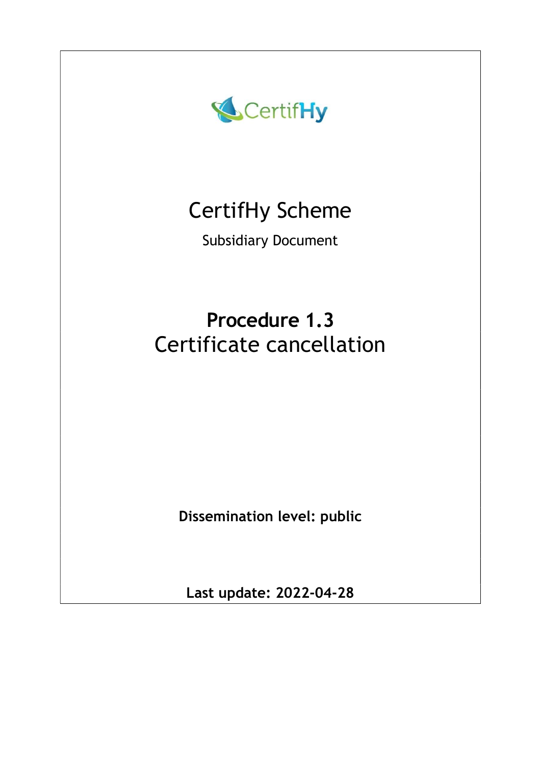CertifHy

# CertifHy Scheme

Subsidiary Document

# **Procedure 1.3**
# Certificate cancellation

**Dissemination level: public**

**Last update: 2022-04-28**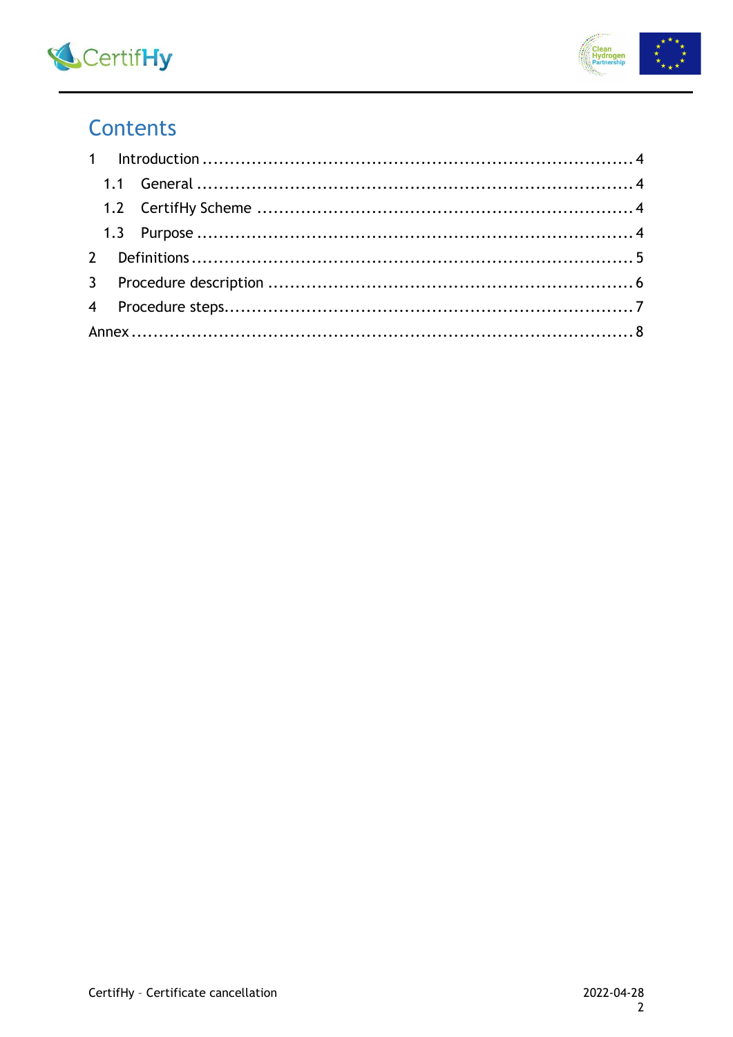# Contents

1 Introduction ........................................................................ 4

1.1 General ........................................................................ 4

1.2 CertifHy Scheme ........................................................................ 4

1.3 Purpose ........................................................................ 4

2 Definitions ........................................................................ 5

3 Procedure description ........................................................................ 6

4 Procedure steps ........................................................................ 7

Annex ........................................................................ 8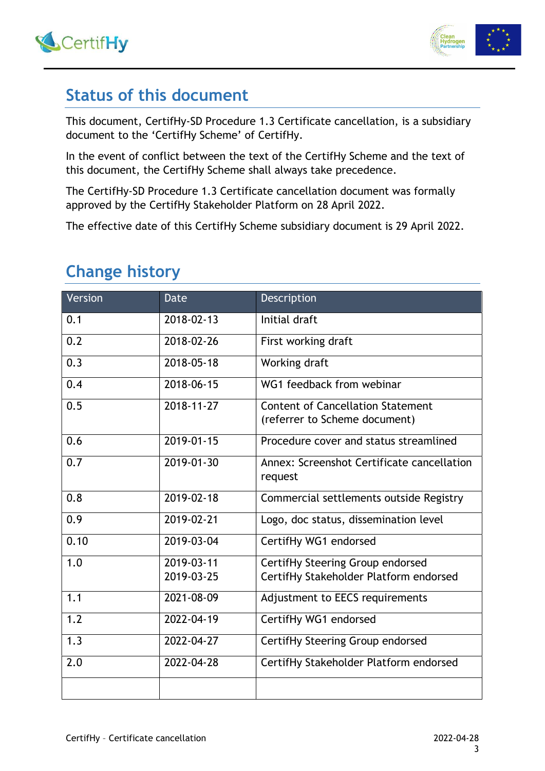## Status of this document

This document, CertifHy-SD Procedure 1.3 Certificate cancellation, is a subsidiary document to the 'CertifHy Scheme' of CertifHy.

In the event of conflict between the text of the CertifHy Scheme and the text of this document, the CertifHy Scheme shall always take precedence.

The CertifHy-SD Procedure 1.3 Certificate cancellation document was formally approved by the CertifHy Stakeholder Platform on 28 April 2022.

The effective date of this CertifHy Scheme subsidiary document is 29 April 2022.

## Change history

| Version | Date | Description |
|---|---|---|
| 0.1 | 2018-02-13 | Initial draft |
| 0.2 | 2018-02-26 | First working draft |
| 0.3 | 2018-05-18 | Working draft |
| 0.4 | 2018-06-15 | WG1 feedback from webinar |
| 0.5 | 2018-11-27 | Content of Cancellation Statement (referrer to Scheme document) |
| 0.6 | 2019-01-15 | Procedure cover and status streamlined |
| 0.7 | 2019-01-30 | Annex: Screenshot Certificate cancellation request |
| 0.8 | 2019-02-18 | Commercial settlements outside Registry |
| 0.9 | 2019-02-21 | Logo, doc status, dissemination level |
| 0.10 | 2019-03-04 | CertifHy WG1 endorsed |
| 1.0 | 2019-03-11<br>2019-03-25 | CertifHy Steering Group endorsed<br>CertifHy Stakeholder Platform endorsed |
| 1.1 | 2021-08-09 | Adjustment to EECS requirements |
| 1.2 | 2022-04-19 | CertifHy WG1 endorsed |
| 1.3 | 2022-04-27 | CertifHy Steering Group endorsed |
| 2.0 | 2022-04-28 | CertifHy Stakeholder Platform endorsed |
| | | |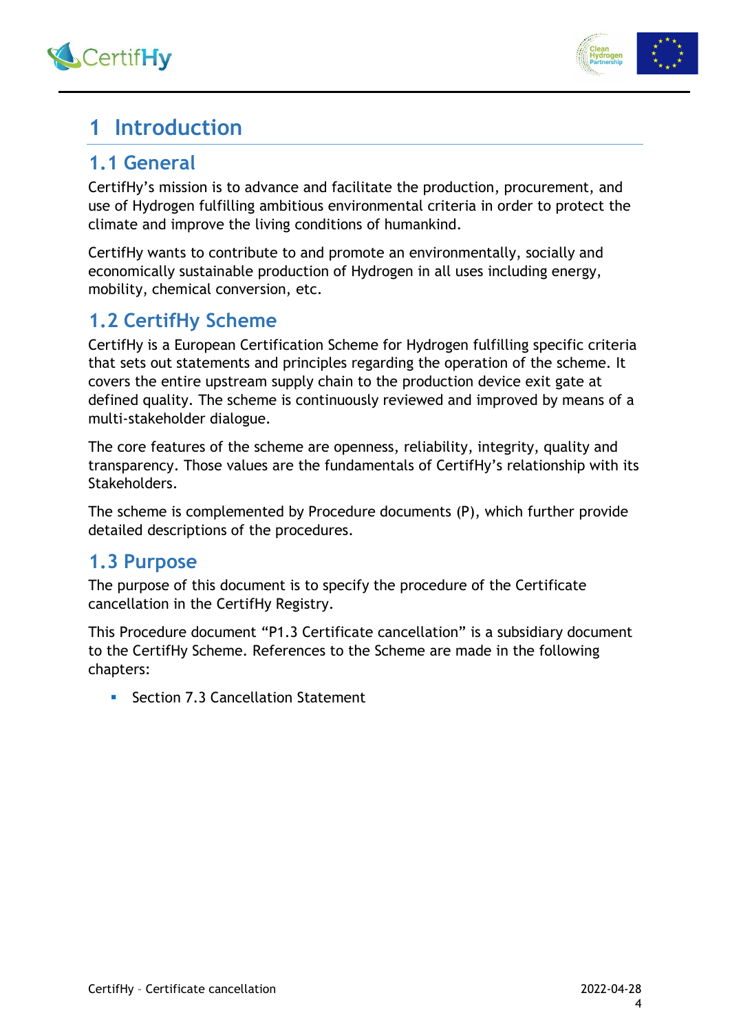# 1 Introduction

## 1.1 General

CertifHy's mission is to advance and facilitate the production, procurement, and use of Hydrogen fulfilling ambitious environmental criteria in order to protect the climate and improve the living conditions of humankind.

CertifHy wants to contribute to and promote an environmentally, socially and economically sustainable production of Hydrogen in all uses including energy, mobility, chemical conversion, etc.

## 1.2 CertifHy Scheme

CertifHy is a European Certification Scheme for Hydrogen fulfilling specific criteria that sets out statements and principles regarding the operation of the scheme. It covers the entire upstream supply chain to the production device exit gate at defined quality. The scheme is continuously reviewed and improved by means of a multi-stakeholder dialogue.

The core features of the scheme are openness, reliability, integrity, quality and transparency. Those values are the fundamentals of CertifHy's relationship with its Stakeholders.

The scheme is complemented by Procedure documents (P), which further provide detailed descriptions of the procedures.

## 1.3 Purpose

The purpose of this document is to specify the procedure of the Certificate cancellation in the CertifHy Registry.

This Procedure document "P1.3 Certificate cancellation" is a subsidiary document to the CertifHy Scheme. References to the Scheme are made in the following chapters:

- Section 7.3 Cancellation Statement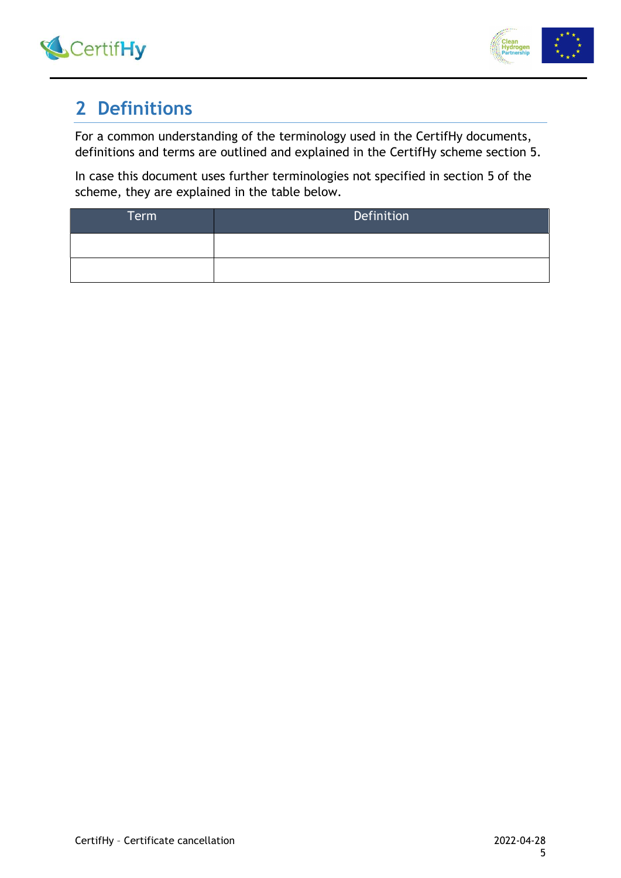## 2 Definitions

For a common understanding of the terminology used in the CertifHy documents, definitions and terms are outlined and explained in the CertifHy scheme section 5.

In case this document uses further terminologies not specified in section 5 of the scheme, they are explained in the table below.

| Term | Definition |
| --- | --- |
| | |
| | |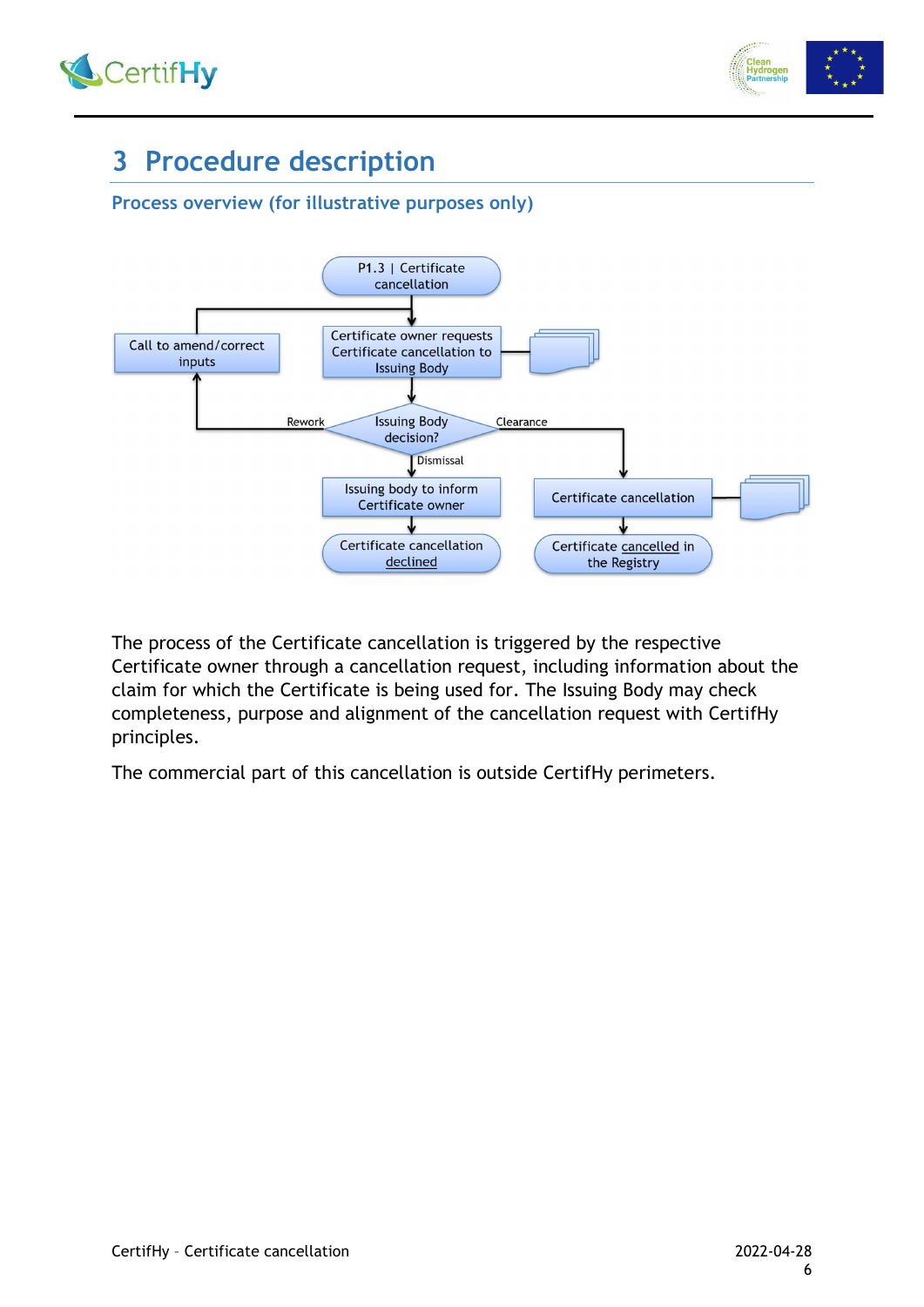# 3 Procedure description

## Process overview (for illustrative purposes only)

P1.3 | Certificate cancellation

Call to amend/correct inputs

Certificate owner requests Certificate cancellation to Issuing Body

Rework

Issuing Body decision?

Clearance

Dismissal

Issuing body to inform Certificate owner

Certificate cancellation

Certificate cancellation declined

Certificate cancelled in the Registry

The process of the Certificate cancellation is triggered by the respective Certificate owner through a cancellation request, including information about the claim for which the Certificate is being used for. The Issuing Body may check completeness, purpose and alignment of the cancellation request with CertifHy principles.

The commercial part of this cancellation is outside CertifHy perimeters.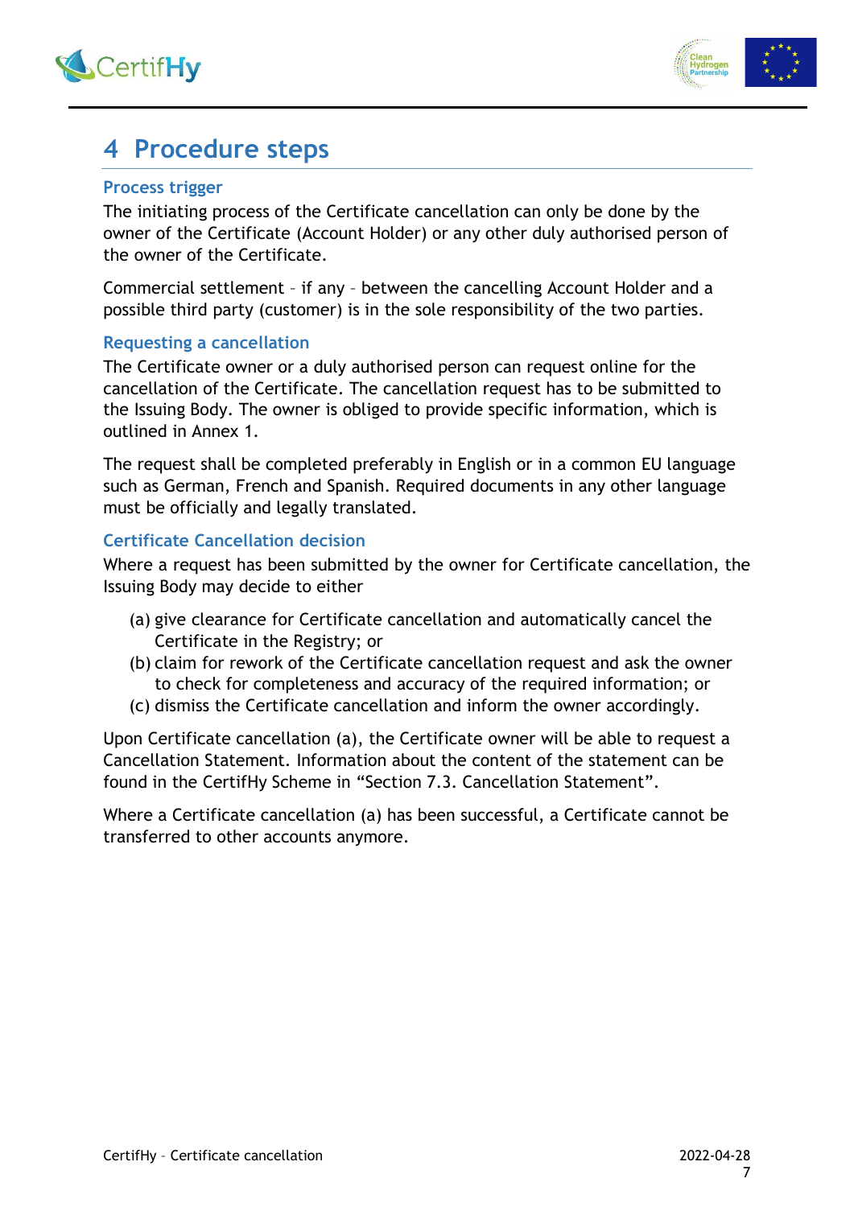# 4 Procedure steps

### Process trigger

The initiating process of the Certificate cancellation can only be done by the owner of the Certificate (Account Holder) or any other duly authorised person of the owner of the Certificate.

Commercial settlement – if any – between the cancelling Account Holder and a possible third party (customer) is in the sole responsibility of the two parties.

### Requesting a cancellation

The Certificate owner or a duly authorised person can request online for the cancellation of the Certificate. The cancellation request has to be submitted to the Issuing Body. The owner is obliged to provide specific information, which is outlined in Annex 1.

The request shall be completed preferably in English or in a common EU language such as German, French and Spanish. Required documents in any other language must be officially and legally translated.

### Certificate Cancellation decision

Where a request has been submitted by the owner for Certificate cancellation, the Issuing Body may decide to either

(a) give clearance for Certificate cancellation and automatically cancel the Certificate in the Registry; or
(b) claim for rework of the Certificate cancellation request and ask the owner to check for completeness and accuracy of the required information; or
(c) dismiss the Certificate cancellation and inform the owner accordingly.

Upon Certificate cancellation (a), the Certificate owner will be able to request a Cancellation Statement. Information about the content of the statement can be found in the CertifHy Scheme in "Section 7.3. Cancellation Statement".

Where a Certificate cancellation (a) has been successful, a Certificate cannot be transferred to other accounts anymore.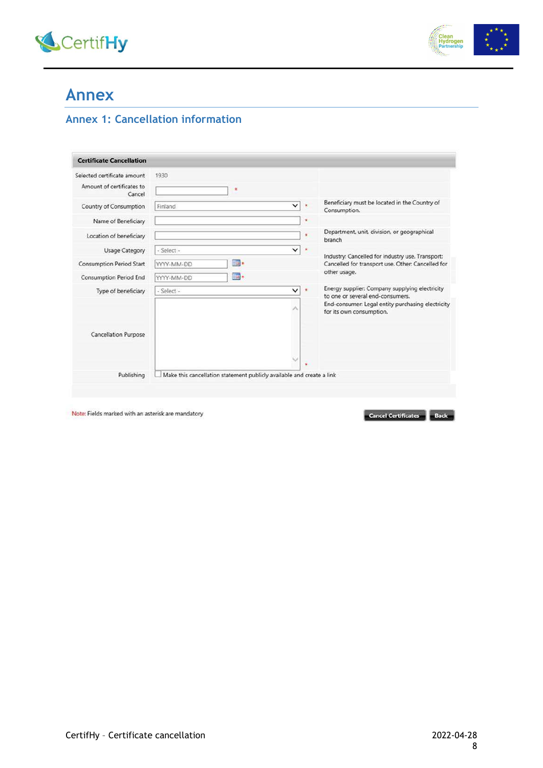# Annex

## Annex 1: Cancellation information

| Certificate Cancellation | | |
|---|---|---|
| Selected certificate amount | 1930 | |
| Amount of certificates to Cancel | * | |
| Country of Consumption | Finland * | Beneficiary must be located in the Country of Consumption. |
| Name of Beneficiary | * | |
| Location of beneficiary | * | Department, unit, division, or geographical branch |
| Usage Category | - Select - * | Industry: Cancelled for industry use. Transport: Cancelled for transport use. Other: Cancelled for other usage. |
| Consumption Period Start | YYYY-MM-DD * | |
| Consumption Period End | YYYY-MM-DD * | |
| Type of beneficiary | - Select - * | Energy supplier: Company supplying electricity to one or several end-consumers. End-consumer: Legal entity purchasing electricity for its own consumption. |
| Cancellation Purpose | * | |
| Publishing | Make this cancellation statement publicly available and create a link | |

Note: Fields marked with an asterisk are mandatory

Cancel Certificates | Back